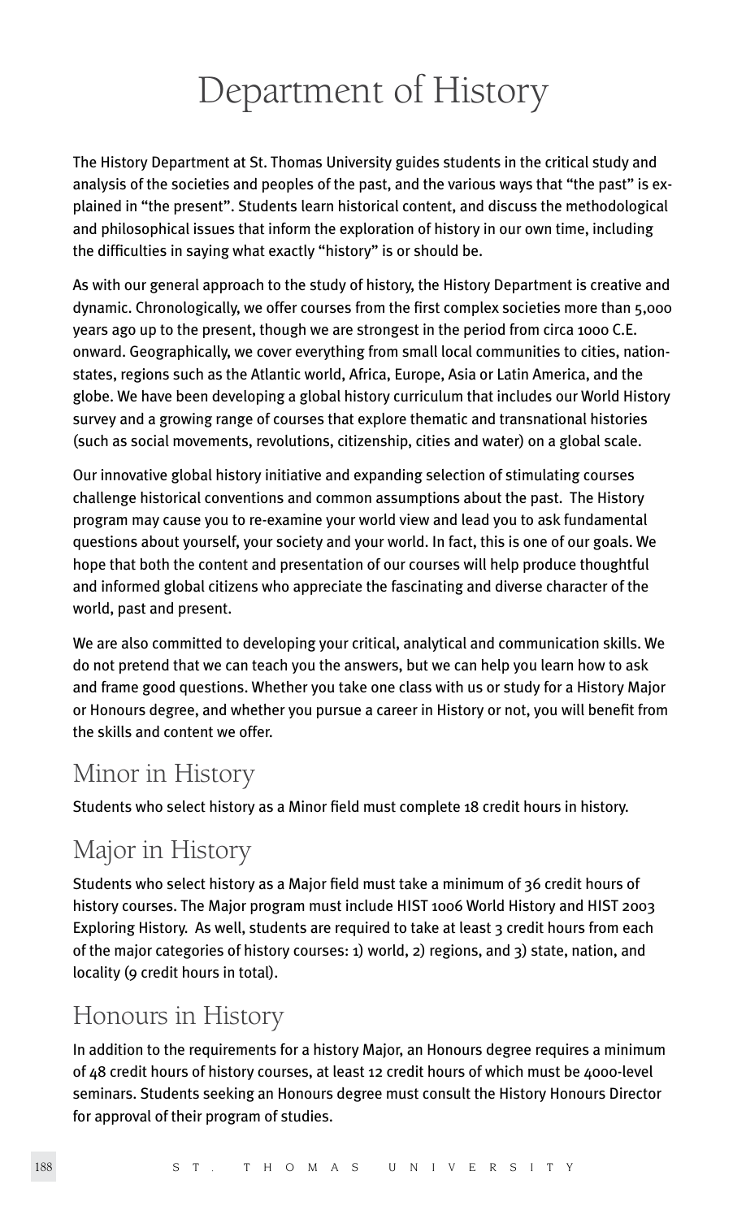# Department of History

The History Department at St. Thomas University guides students in the critical study and analysis of the societies and peoples of the past, and the various ways that "the past" is explained in "the present". Students learn historical content, and discuss the methodological and philosophical issues that inform the exploration of history in our own time, including the difficulties in saying what exactly "history" is or should be.

As with our general approach to the study of history, the History Department is creative and dynamic. Chronologically, we offer courses from the first complex societies more than 5,000 years ago up to the present, though we are strongest in the period from circa 1000 C.E. onward. Geographically, we cover everything from small local communities to cities, nation-states, regions such as the Atlantic world, Africa, Europe, Asia or Latin America, and the globe. We have been developing a global history curriculum that includes our World History survey and a growing range of courses that explore thematic and transnational histories (such as social movements, revolutions, citizenship, cities and water) on a global scale.

Our innovative global history initiative and expanding selection of stimulating courses challenge historical conventions and common assumptions about the past. The History program may cause you to re-examine your world view and lead you to ask fundamental questions about yourself, your society and your world. In fact, this is one of our goals. We hope that both the content and presentation of our courses will help produce thoughtful and informed global citizens who appreciate the fascinating and diverse character of the world, past and present.

We are also committed to developing your critical, analytical and communication skills. We do not pretend that we can teach you the answers, but we can help you learn how to ask and frame good questions. Whether you take one class with us or study for a History Major or Honours degree, and whether you pursue a career in History or not, you will benefit from the skills and content we offer.

## Minor in History

Students who select history as a Minor field must complete 18 credit hours in history.

## Major in History

Students who select history as a Major field must take a minimum of 36 credit hours of history courses. The Major program must include HIST 1006 World History and HIST 2003 Exploring History. As well, students are required to take at least 3 credit hours from each of the major categories of history courses: 1) world, 2) regions, and 3) state, nation, and locality (9 credit hours in total).

## Honours in History

In addition to the requirements for a history Major, an Honours degree requires a minimum of 48 credit hours of history courses, at least 12 credit hours of which must be 4000-level seminars. Students seeking an Honours degree must consult the History Honours Director for approval of their program of studies.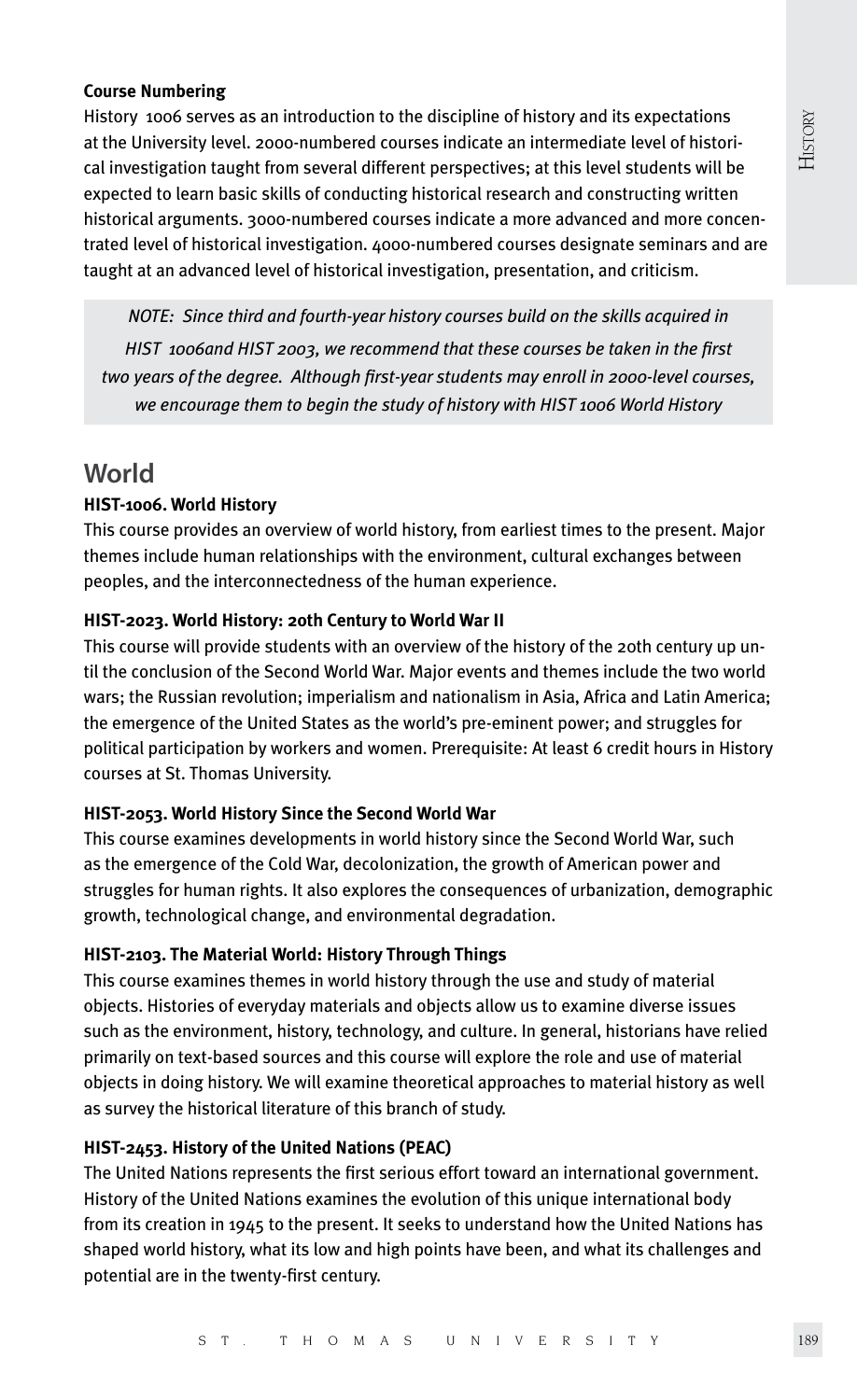**Course Numbering**

History 1006 serves as an introduction to the discipline of history and its expectations at the University level. 2000-numbered courses indicate an intermediate level of historical investigation taught from several different perspectives; at this level students will be expected to learn basic skills of conducting historical research and constructing written historical arguments. 3000-numbered courses indicate a more advanced and more concentrated level of historical investigation. 4000-numbered courses designate seminars and are taught at an advanced level of historical investigation, presentation, and criticism.

*NOTE: Since third and fourth-year history courses build on the skills acquired in HIST 1006and HIST 2003, we recommend that these courses be taken in the first two years of the degree. Although first-year students may enroll in 2000-level courses, we encourage them to begin the study of history with HIST 1006 World History*

## World

**HIST-1006. World History**

This course provides an overview of world history, from earliest times to the present. Major themes include human relationships with the environment, cultural exchanges between peoples, and the interconnectedness of the human experience.

**HIST-2023. World History: 20th Century to World War II**

This course will provide students with an overview of the history of the 20th century up until the conclusion of the Second World War. Major events and themes include the two world wars; the Russian revolution; imperialism and nationalism in Asia, Africa and Latin America; the emergence of the United States as the world's pre-eminent power; and struggles for political participation by workers and women. Prerequisite: At least 6 credit hours in History courses at St. Thomas University.

**HIST-2053. World History Since the Second World War**

This course examines developments in world history since the Second World War, such as the emergence of the Cold War, decolonization, the growth of American power and struggles for human rights. It also explores the consequences of urbanization, demographic growth, technological change, and environmental degradation.

**HIST-2103. The Material World: History Through Things**

This course examines themes in world history through the use and study of material objects. Histories of everyday materials and objects allow us to examine diverse issues such as the environment, history, technology, and culture. In general, historians have relied primarily on text-based sources and this course will explore the role and use of material objects in doing history. We will examine theoretical approaches to material history as well as survey the historical literature of this branch of study.

**HIST-2453. History of the United Nations (PEAC)**

The United Nations represents the first serious effort toward an international government. History of the United Nations examines the evolution of this unique international body from its creation in 1945 to the present. It seeks to understand how the United Nations has shaped world history, what its low and high points have been, and what its challenges and potential are in the twenty-first century.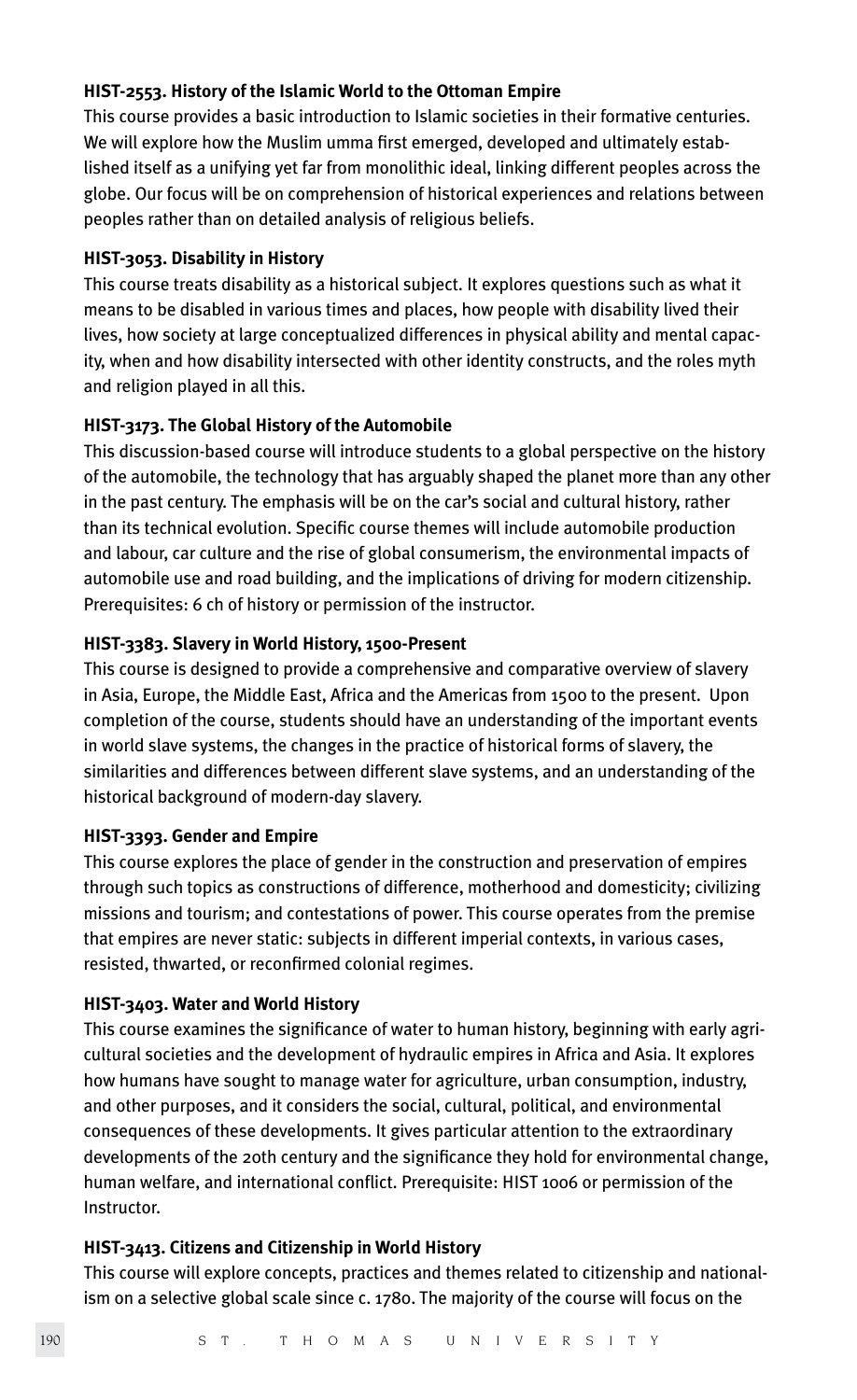**HIST-2553. History of the Islamic World to the Ottoman Empire**

This course provides a basic introduction to Islamic societies in their formative centuries. We will explore how the Muslim umma first emerged, developed and ultimately established itself as a unifying yet far from monolithic ideal, linking different peoples across the globe. Our focus will be on comprehension of historical experiences and relations between peoples rather than on detailed analysis of religious beliefs.

**HIST-3053. Disability in History**

This course treats disability as a historical subject. It explores questions such as what it means to be disabled in various times and places, how people with disability lived their lives, how society at large conceptualized differences in physical ability and mental capacity, when and how disability intersected with other identity constructs, and the roles myth and religion played in all this.

**HIST-3173. The Global History of the Automobile**

This discussion-based course will introduce students to a global perspective on the history of the automobile, the technology that has arguably shaped the planet more than any other in the past century. The emphasis will be on the car's social and cultural history, rather than its technical evolution. Specific course themes will include automobile production and labour, car culture and the rise of global consumerism, the environmental impacts of automobile use and road building, and the implications of driving for modern citizenship. Prerequisites: 6 ch of history or permission of the instructor.

**HIST-3383. Slavery in World History, 1500-Present**

This course is designed to provide a comprehensive and comparative overview of slavery in Asia, Europe, the Middle East, Africa and the Americas from 1500 to the present. Upon completion of the course, students should have an understanding of the important events in world slave systems, the changes in the practice of historical forms of slavery, the similarities and differences between different slave systems, and an understanding of the historical background of modern-day slavery.

**HIST-3393. Gender and Empire**

This course explores the place of gender in the construction and preservation of empires through such topics as constructions of difference, motherhood and domesticity; civilizing missions and tourism; and contestations of power. This course operates from the premise that empires are never static: subjects in different imperial contexts, in various cases, resisted, thwarted, or reconfirmed colonial regimes.

**HIST-3403. Water and World History**

This course examines the significance of water to human history, beginning with early agricultural societies and the development of hydraulic empires in Africa and Asia. It explores how humans have sought to manage water for agriculture, urban consumption, industry, and other purposes, and it considers the social, cultural, political, and environmental consequences of these developments. It gives particular attention to the extraordinary developments of the 20th century and the significance they hold for environmental change, human welfare, and international conflict. Prerequisite: HIST 1006 or permission of the Instructor.

**HIST-3413. Citizens and Citizenship in World History**

This course will explore concepts, practices and themes related to citizenship and nationalism on a selective global scale since c. 1780. The majority of the course will focus on the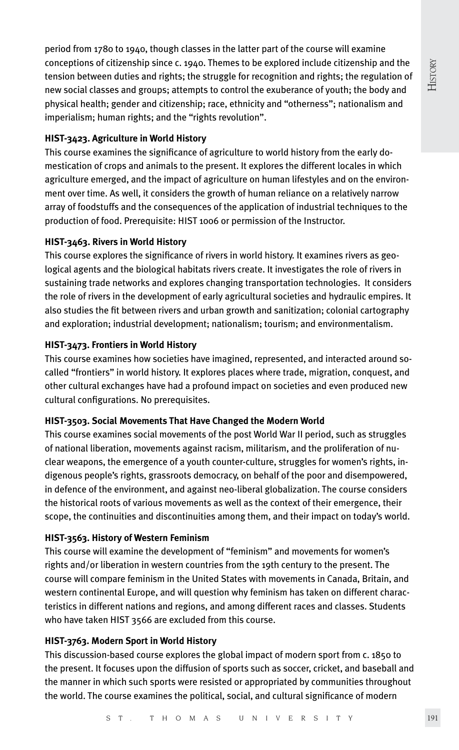period from 1780 to 1940, though classes in the latter part of the course will examine conceptions of citizenship since c. 1940. Themes to be explored include citizenship and the tension between duties and rights; the struggle for recognition and rights; the regulation of new social classes and groups; attempts to control the exuberance of youth; the body and physical health; gender and citizenship; race, ethnicity and "otherness"; nationalism and imperialism; human rights; and the "rights revolution".

**HIST-3423. Agriculture in World History**

This course examines the significance of agriculture to world history from the early domestication of crops and animals to the present. It explores the different locales in which agriculture emerged, and the impact of agriculture on human lifestyles and on the environment over time. As well, it considers the growth of human reliance on a relatively narrow array of foodstuffs and the consequences of the application of industrial techniques to the production of food. Prerequisite: HIST 1006 or permission of the Instructor.

**HIST-3463. Rivers in World History**

This course explores the significance of rivers in world history. It examines rivers as geological agents and the biological habitats rivers create. It investigates the role of rivers in sustaining trade networks and explores changing transportation technologies. It considers the role of rivers in the development of early agricultural societies and hydraulic empires. It also studies the fit between rivers and urban growth and sanitization; colonial cartography and exploration; industrial development; nationalism; tourism; and environmentalism.

**HIST-3473. Frontiers in World History**

This course examines how societies have imagined, represented, and interacted around so-called "frontiers" in world history. It explores places where trade, migration, conquest, and other cultural exchanges have had a profound impact on societies and even produced new cultural configurations. No prerequisites.

**HIST-3503. Social Movements That Have Changed the Modern World**

This course examines social movements of the post World War II period, such as struggles of national liberation, movements against racism, militarism, and the proliferation of nuclear weapons, the emergence of a youth counter-culture, struggles for women's rights, indigenous people's rights, grassroots democracy, on behalf of the poor and disempowered, in defence of the environment, and against neo-liberal globalization. The course considers the historical roots of various movements as well as the context of their emergence, their scope, the continuities and discontinuities among them, and their impact on today's world.

**HIST-3563. History of Western Feminism**

This course will examine the development of "feminism" and movements for women's rights and/or liberation in western countries from the 19th century to the present. The course will compare feminism in the United States with movements in Canada, Britain, and western continental Europe, and will question why feminism has taken on different characteristics in different nations and regions, and among different races and classes. Students who have taken HIST 3566 are excluded from this course.

**HIST-3763. Modern Sport in World History**

This discussion-based course explores the global impact of modern sport from c. 1850 to the present. It focuses upon the diffusion of sports such as soccer, cricket, and baseball and the manner in which such sports were resisted or appropriated by communities throughout the world. The course examines the political, social, and cultural significance of modern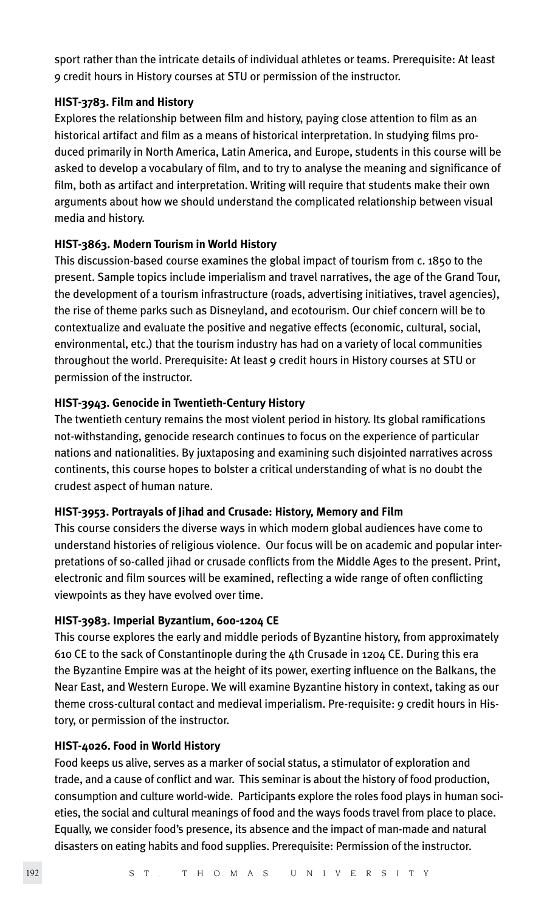sport rather than the intricate details of individual athletes or teams. Prerequisite: At least 9 credit hours in History courses at STU or permission of the instructor.

**HIST-3783. Film and History**

Explores the relationship between film and history, paying close attention to film as an historical artifact and film as a means of historical interpretation. In studying films produced primarily in North America, Latin America, and Europe, students in this course will be asked to develop a vocabulary of film, and to try to analyse the meaning and significance of film, both as artifact and interpretation. Writing will require that students make their own arguments about how we should understand the complicated relationship between visual media and history.

**HIST-3863. Modern Tourism in World History**

This discussion-based course examines the global impact of tourism from c. 1850 to the present. Sample topics include imperialism and travel narratives, the age of the Grand Tour, the development of a tourism infrastructure (roads, advertising initiatives, travel agencies), the rise of theme parks such as Disneyland, and ecotourism. Our chief concern will be to contextualize and evaluate the positive and negative effects (economic, cultural, social, environmental, etc.) that the tourism industry has had on a variety of local communities throughout the world. Prerequisite: At least 9 credit hours in History courses at STU or permission of the instructor.

**HIST-3943. Genocide in Twentieth-Century History**

The twentieth century remains the most violent period in history. Its global ramifications not-withstanding, genocide research continues to focus on the experience of particular nations and nationalities. By juxtaposing and examining such disjointed narratives across continents, this course hopes to bolster a critical understanding of what is no doubt the crudest aspect of human nature.

**HIST-3953. Portrayals of Jihad and Crusade: History, Memory and Film**

This course considers the diverse ways in which modern global audiences have come to understand histories of religious violence. Our focus will be on academic and popular interpretations of so-called jihad or crusade conflicts from the Middle Ages to the present. Print, electronic and film sources will be examined, reflecting a wide range of often conflicting viewpoints as they have evolved over time.

**HIST-3983. Imperial Byzantium, 600-1204 CE**

This course explores the early and middle periods of Byzantine history, from approximately 610 CE to the sack of Constantinople during the 4th Crusade in 1204 CE. During this era the Byzantine Empire was at the height of its power, exerting influence on the Balkans, the Near East, and Western Europe. We will examine Byzantine history in context, taking as our theme cross-cultural contact and medieval imperialism. Pre-requisite: 9 credit hours in History, or permission of the instructor.

**HIST-4026. Food in World History**

Food keeps us alive, serves as a marker of social status, a stimulator of exploration and trade, and a cause of conflict and war. This seminar is about the history of food production, consumption and culture world-wide. Participants explore the roles food plays in human societies, the social and cultural meanings of food and the ways foods travel from place to place. Equally, we consider food's presence, its absence and the impact of man-made and natural disasters on eating habits and food supplies. Prerequisite: Permission of the instructor.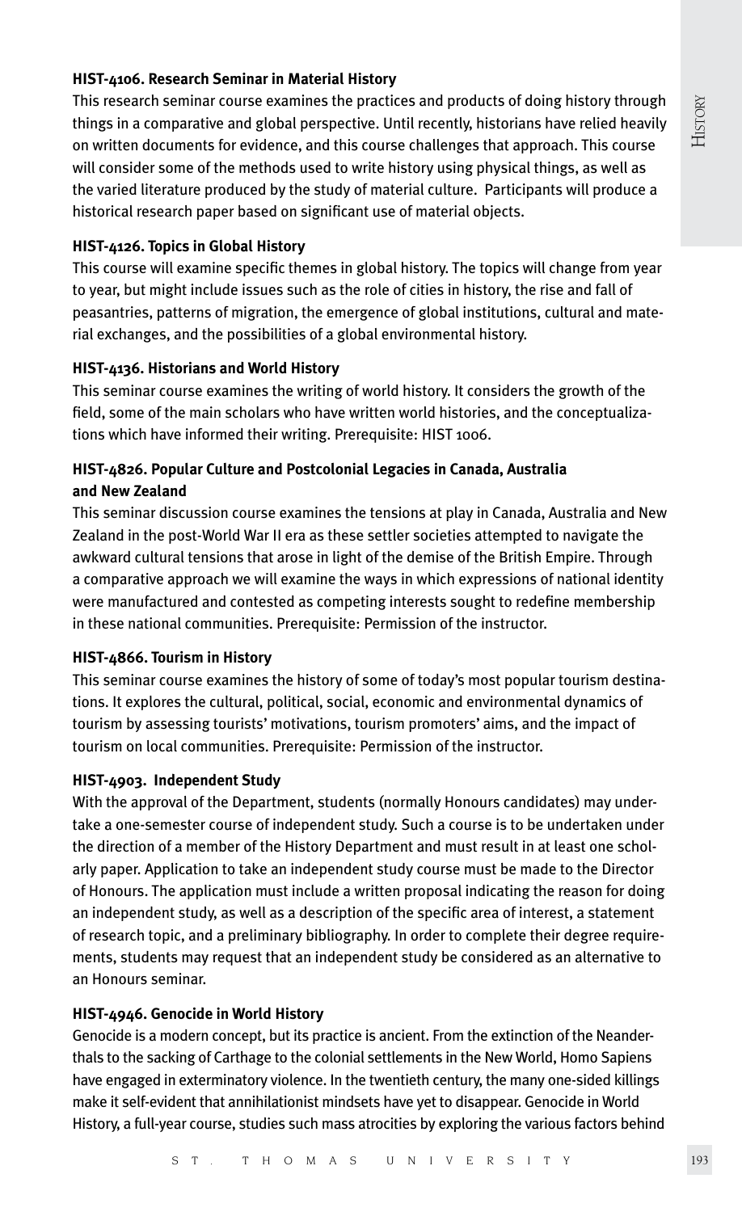**HIST-4106. Research Seminar in Material History**

This research seminar course examines the practices and products of doing history through things in a comparative and global perspective. Until recently, historians have relied heavily on written documents for evidence, and this course challenges that approach. This course will consider some of the methods used to write history using physical things, as well as the varied literature produced by the study of material culture. Participants will produce a historical research paper based on significant use of material objects.

**HIST-4126. Topics in Global History**

This course will examine specific themes in global history. The topics will change from year to year, but might include issues such as the role of cities in history, the rise and fall of peasantries, patterns of migration, the emergence of global institutions, cultural and material exchanges, and the possibilities of a global environmental history.

**HIST-4136. Historians and World History**

This seminar course examines the writing of world history. It considers the growth of the field, some of the main scholars who have written world histories, and the conceptualizations which have informed their writing. Prerequisite: HIST 1006.

**HIST-4826. Popular Culture and Postcolonial Legacies in Canada, Australia and New Zealand**

This seminar discussion course examines the tensions at play in Canada, Australia and New Zealand in the post-World War II era as these settler societies attempted to navigate the awkward cultural tensions that arose in light of the demise of the British Empire. Through a comparative approach we will examine the ways in which expressions of national identity were manufactured and contested as competing interests sought to redefine membership in these national communities. Prerequisite: Permission of the instructor.

**HIST-4866. Tourism in History**

This seminar course examines the history of some of today's most popular tourism destinations. It explores the cultural, political, social, economic and environmental dynamics of tourism by assessing tourists' motivations, tourism promoters' aims, and the impact of tourism on local communities. Prerequisite: Permission of the instructor.

**HIST-4903. Independent Study**

With the approval of the Department, students (normally Honours candidates) may undertake a one-semester course of independent study. Such a course is to be undertaken under the direction of a member of the History Department and must result in at least one scholarly paper. Application to take an independent study course must be made to the Director of Honours. The application must include a written proposal indicating the reason for doing an independent study, as well as a description of the specific area of interest, a statement of research topic, and a preliminary bibliography. In order to complete their degree requirements, students may request that an independent study be considered as an alternative to an Honours seminar.

**HIST-4946. Genocide in World History**

Genocide is a modern concept, but its practice is ancient. From the extinction of the Neanderthals to the sacking of Carthage to the colonial settlements in the New World, Homo Sapiens have engaged in exterminatory violence. In the twentieth century, the many one-sided killings make it self-evident that annihilationist mindsets have yet to disappear. Genocide in World History, a full-year course, studies such mass atrocities by exploring the various factors behind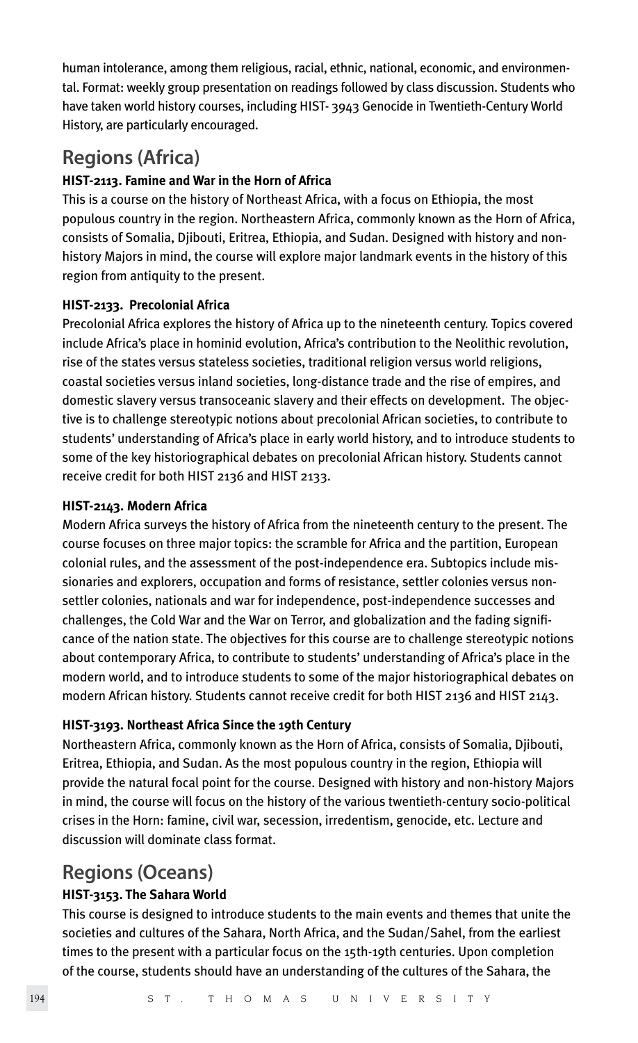human intolerance, among them religious, racial, ethnic, national, economic, and environmental. Format: weekly group presentation on readings followed by class discussion. Students who have taken world history courses, including HIST- 3943 Genocide in Twentieth-Century World History, are particularly encouraged.

## Regions (Africa)

### HIST-2113. Famine and War in the Horn of Africa

This is a course on the history of Northeast Africa, with a focus on Ethiopia, the most populous country in the region. Northeastern Africa, commonly known as the Horn of Africa, consists of Somalia, Djibouti, Eritrea, Ethiopia, and Sudan. Designed with history and non-history Majors in mind, the course will explore major landmark events in the history of this region from antiquity to the present.

### HIST-2133. Precolonial Africa

Precolonial Africa explores the history of Africa up to the nineteenth century. Topics covered include Africa's place in hominid evolution, Africa's contribution to the Neolithic revolution, rise of the states versus stateless societies, traditional religion versus world religions, coastal societies versus inland societies, long-distance trade and the rise of empires, and domestic slavery versus transoceanic slavery and their effects on development. The objective is to challenge stereotypic notions about precolonial African societies, to contribute to students' understanding of Africa's place in early world history, and to introduce students to some of the key historiographical debates on precolonial African history. Students cannot receive credit for both HIST 2136 and HIST 2133.

### HIST-2143. Modern Africa

Modern Africa surveys the history of Africa from the nineteenth century to the present. The course focuses on three major topics: the scramble for Africa and the partition, European colonial rules, and the assessment of the post-independence era. Subtopics include missionaries and explorers, occupation and forms of resistance, settler colonies versus non-settler colonies, nationals and war for independence, post-independence successes and challenges, the Cold War and the War on Terror, and globalization and the fading significance of the nation state. The objectives for this course are to challenge stereotypic notions about contemporary Africa, to contribute to students' understanding of Africa's place in the modern world, and to introduce students to some of the major historiographical debates on modern African history. Students cannot receive credit for both HIST 2136 and HIST 2143.

### HIST-3193. Northeast Africa Since the 19th Century

Northeastern Africa, commonly known as the Horn of Africa, consists of Somalia, Djibouti, Eritrea, Ethiopia, and Sudan. As the most populous country in the region, Ethiopia will provide the natural focal point for the course. Designed with history and non-history Majors in mind, the course will focus on the history of the various twentieth-century socio-political crises in the Horn: famine, civil war, secession, irredentism, genocide, etc. Lecture and discussion will dominate class format.

## Regions (Oceans)

### HIST-3153. The Sahara World

This course is designed to introduce students to the main events and themes that unite the societies and cultures of the Sahara, North Africa, and the Sudan/Sahel, from the earliest times to the present with a particular focus on the 15th-19th centuries. Upon completion of the course, students should have an understanding of the cultures of the Sahara, the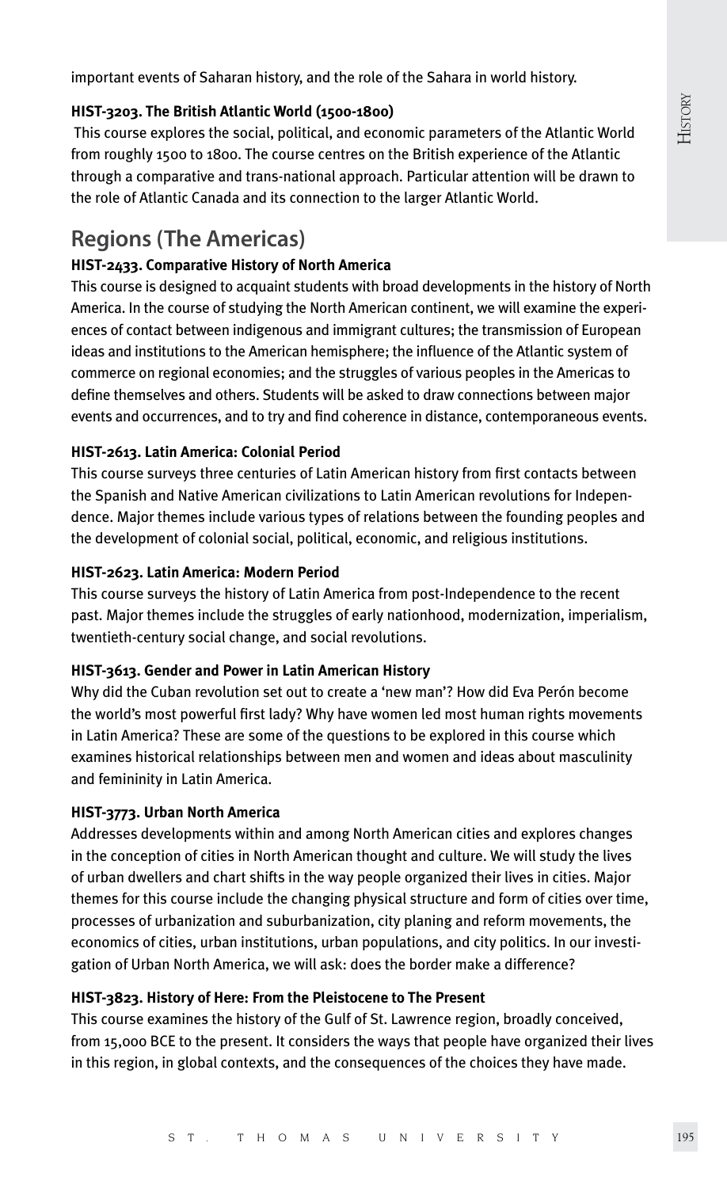important events of Saharan history, and the role of the Sahara in world history.

### HIST-3203. The British Atlantic World (1500-1800)

This course explores the social, political, and economic parameters of the Atlantic World from roughly 1500 to 1800. The course centres on the British experience of the Atlantic through a comparative and trans-national approach. Particular attention will be drawn to the role of Atlantic Canada and its connection to the larger Atlantic World.

## Regions (The Americas)

### HIST-2433. Comparative History of North America

This course is designed to acquaint students with broad developments in the history of North America. In the course of studying the North American continent, we will examine the experiences of contact between indigenous and immigrant cultures; the transmission of European ideas and institutions to the American hemisphere; the influence of the Atlantic system of commerce on regional economies; and the struggles of various peoples in the Americas to define themselves and others. Students will be asked to draw connections between major events and occurrences, and to try and find coherence in distance, contemporaneous events.

### HIST-2613. Latin America: Colonial Period

This course surveys three centuries of Latin American history from first contacts between the Spanish and Native American civilizations to Latin American revolutions for Independence. Major themes include various types of relations between the founding peoples and the development of colonial social, political, economic, and religious institutions.

### HIST-2623. Latin America: Modern Period

This course surveys the history of Latin America from post-Independence to the recent past. Major themes include the struggles of early nationhood, modernization, imperialism, twentieth-century social change, and social revolutions.

### HIST-3613. Gender and Power in Latin American History

Why did the Cuban revolution set out to create a 'new man'? How did Eva Perón become the world's most powerful first lady? Why have women led most human rights movements in Latin America? These are some of the questions to be explored in this course which examines historical relationships between men and women and ideas about masculinity and femininity in Latin America.

### HIST-3773. Urban North America

Addresses developments within and among North American cities and explores changes in the conception of cities in North American thought and culture. We will study the lives of urban dwellers and chart shifts in the way people organized their lives in cities. Major themes for this course include the changing physical structure and form of cities over time, processes of urbanization and suburbanization, city planing and reform movements, the economics of cities, urban institutions, urban populations, and city politics. In our investigation of Urban North America, we will ask: does the border make a difference?

### HIST-3823. History of Here: From the Pleistocene to The Present

This course examines the history of the Gulf of St. Lawrence region, broadly conceived, from 15,000 BCE to the present. It considers the ways that people have organized their lives in this region, in global contexts, and the consequences of the choices they have made.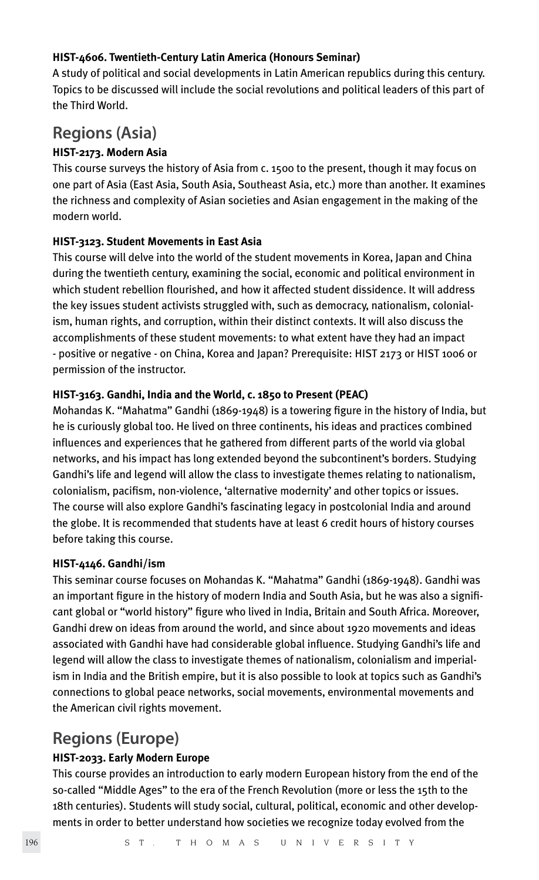**HIST-4606. Twentieth-Century Latin America (Honours Seminar)**

A study of political and social developments in Latin American republics during this century. Topics to be discussed will include the social revolutions and political leaders of this part of the Third World.

## Regions (Asia)

**HIST-2173. Modern Asia**

This course surveys the history of Asia from c. 1500 to the present, though it may focus on one part of Asia (East Asia, South Asia, Southeast Asia, etc.) more than another. It examines the richness and complexity of Asian societies and Asian engagement in the making of the modern world.

**HIST-3123. Student Movements in East Asia**

This course will delve into the world of the student movements in Korea, Japan and China during the twentieth century, examining the social, economic and political environment in which student rebellion flourished, and how it affected student dissidence. It will address the key issues student activists struggled with, such as democracy, nationalism, colonialism, human rights, and corruption, within their distinct contexts. It will also discuss the accomplishments of these student movements: to what extent have they had an impact - positive or negative - on China, Korea and Japan? Prerequisite: HIST 2173 or HIST 1006 or permission of the instructor.

**HIST-3163. Gandhi, India and the World, c. 1850 to Present (PEAC)**

Mohandas K. "Mahatma" Gandhi (1869-1948) is a towering figure in the history of India, but he is curiously global too. He lived on three continents, his ideas and practices combined influences and experiences that he gathered from different parts of the world via global networks, and his impact has long extended beyond the subcontinent's borders. Studying Gandhi's life and legend will allow the class to investigate themes relating to nationalism, colonialism, pacifism, non-violence, 'alternative modernity' and other topics or issues. The course will also explore Gandhi's fascinating legacy in postcolonial India and around the globe. It is recommended that students have at least 6 credit hours of history courses before taking this course.

**HIST-4146. Gandhi/ism**

This seminar course focuses on Mohandas K. "Mahatma" Gandhi (1869-1948). Gandhi was an important figure in the history of modern India and South Asia, but he was also a significant global or "world history" figure who lived in India, Britain and South Africa. Moreover, Gandhi drew on ideas from around the world, and since about 1920 movements and ideas associated with Gandhi have had considerable global influence. Studying Gandhi's life and legend will allow the class to investigate themes of nationalism, colonialism and imperialism in India and the British empire, but it is also possible to look at topics such as Gandhi's connections to global peace networks, social movements, environmental movements and the American civil rights movement.

## Regions (Europe)

**HIST-2033. Early Modern Europe**

This course provides an introduction to early modern European history from the end of the so-called "Middle Ages" to the era of the French Revolution (more or less the 15th to the 18th centuries). Students will study social, cultural, political, economic and other developments in order to better understand how societies we recognize today evolved from the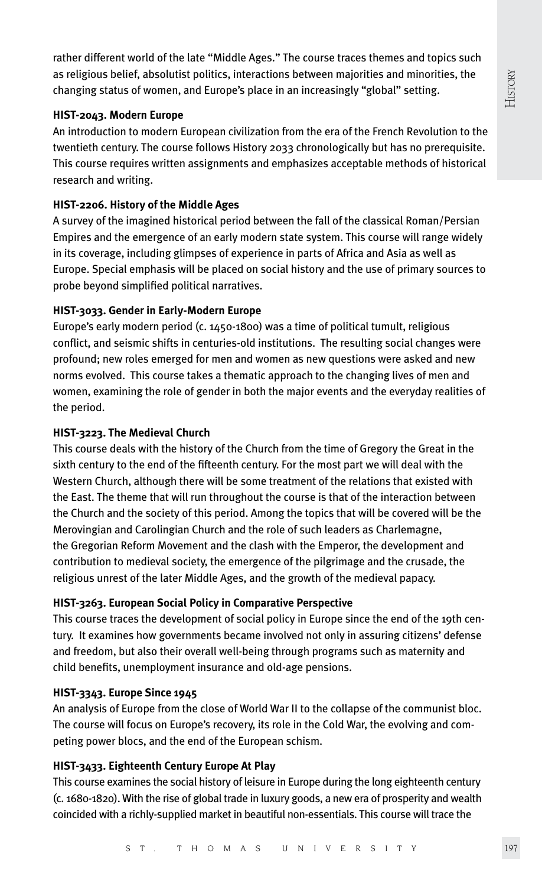rather different world of the late "Middle Ages." The course traces themes and topics such as religious belief, absolutist politics, interactions between majorities and minorities, the changing status of women, and Europe's place in an increasingly "global" setting.

**HIST-2043. Modern Europe**

An introduction to modern European civilization from the era of the French Revolution to the twentieth century. The course follows History 2033 chronologically but has no prerequisite. This course requires written assignments and emphasizes acceptable methods of historical research and writing.

**HIST-2206. History of the Middle Ages**

A survey of the imagined historical period between the fall of the classical Roman/Persian Empires and the emergence of an early modern state system. This course will range widely in its coverage, including glimpses of experience in parts of Africa and Asia as well as Europe. Special emphasis will be placed on social history and the use of primary sources to probe beyond simplified political narratives.

**HIST-3033. Gender in Early-Modern Europe**

Europe's early modern period (c. 1450-1800) was a time of political tumult, religious conflict, and seismic shifts in centuries-old institutions. The resulting social changes were profound; new roles emerged for men and women as new questions were asked and new norms evolved. This course takes a thematic approach to the changing lives of men and women, examining the role of gender in both the major events and the everyday realities of the period.

**HIST-3223. The Medieval Church**

This course deals with the history of the Church from the time of Gregory the Great in the sixth century to the end of the fifteenth century. For the most part we will deal with the Western Church, although there will be some treatment of the relations that existed with the East. The theme that will run throughout the course is that of the interaction between the Church and the society of this period. Among the topics that will be covered will be the Merovingian and Carolingian Church and the role of such leaders as Charlemagne, the Gregorian Reform Movement and the clash with the Emperor, the development and contribution to medieval society, the emergence of the pilgrimage and the crusade, the religious unrest of the later Middle Ages, and the growth of the medieval papacy.

**HIST-3263. European Social Policy in Comparative Perspective**

This course traces the development of social policy in Europe since the end of the 19th century. It examines how governments became involved not only in assuring citizens' defense and freedom, but also their overall well-being through programs such as maternity and child benefits, unemployment insurance and old-age pensions.

**HIST-3343. Europe Since 1945**

An analysis of Europe from the close of World War II to the collapse of the communist bloc. The course will focus on Europe's recovery, its role in the Cold War, the evolving and competing power blocs, and the end of the European schism.

**HIST-3433. Eighteenth Century Europe At Play**

This course examines the social history of leisure in Europe during the long eighteenth century (c. 1680-1820). With the rise of global trade in luxury goods, a new era of prosperity and wealth coincided with a richly-supplied market in beautiful non-essentials. This course will trace the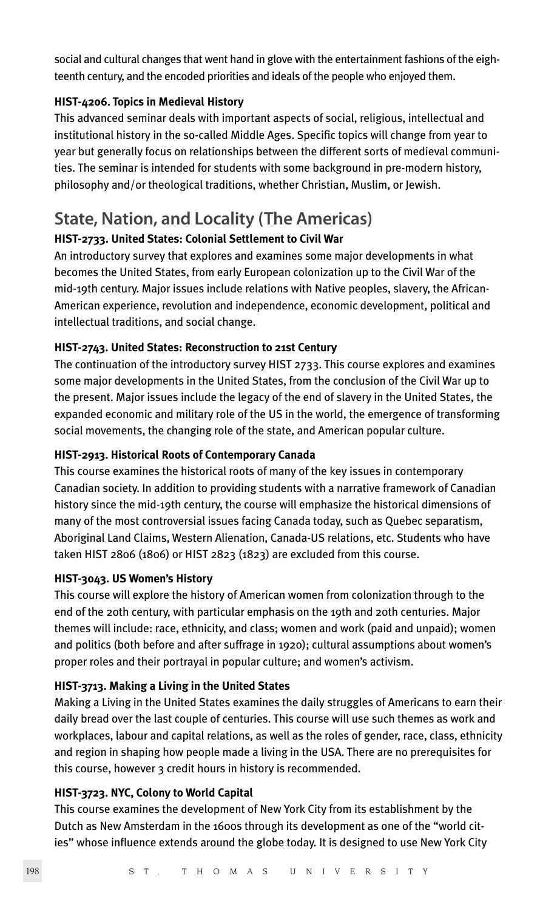social and cultural changes that went hand in glove with the entertainment fashions of the eighteenth century, and the encoded priorities and ideals of the people who enjoyed them.

**HIST-4206. Topics in Medieval History**

This advanced seminar deals with important aspects of social, religious, intellectual and institutional history in the so-called Middle Ages. Specific topics will change from year to year but generally focus on relationships between the different sorts of medieval communities. The seminar is intended for students with some background in pre-modern history, philosophy and/or theological traditions, whether Christian, Muslim, or Jewish.

## State, Nation, and Locality (The Americas)

**HIST-2733. United States: Colonial Settlement to Civil War**

An introductory survey that explores and examines some major developments in what becomes the United States, from early European colonization up to the Civil War of the mid-19th century. Major issues include relations with Native peoples, slavery, the African-American experience, revolution and independence, economic development, political and intellectual traditions, and social change.

**HIST-2743. United States: Reconstruction to 21st Century**

The continuation of the introductory survey HIST 2733. This course explores and examines some major developments in the United States, from the conclusion of the Civil War up to the present. Major issues include the legacy of the end of slavery in the United States, the expanded economic and military role of the US in the world, the emergence of transforming social movements, the changing role of the state, and American popular culture.

**HIST-2913. Historical Roots of Contemporary Canada**

This course examines the historical roots of many of the key issues in contemporary Canadian society. In addition to providing students with a narrative framework of Canadian history since the mid-19th century, the course will emphasize the historical dimensions of many of the most controversial issues facing Canada today, such as Quebec separatism, Aboriginal Land Claims, Western Alienation, Canada-US relations, etc. Students who have taken HIST 2806 (1806) or HIST 2823 (1823) are excluded from this course.

**HIST-3043. US Women's History**

This course will explore the history of American women from colonization through to the end of the 20th century, with particular emphasis on the 19th and 20th centuries. Major themes will include: race, ethnicity, and class; women and work (paid and unpaid); women and politics (both before and after suffrage in 1920); cultural assumptions about women's proper roles and their portrayal in popular culture; and women's activism.

**HIST-3713. Making a Living in the United States**

Making a Living in the United States examines the daily struggles of Americans to earn their daily bread over the last couple of centuries. This course will use such themes as work and workplaces, labour and capital relations, as well as the roles of gender, race, class, ethnicity and region in shaping how people made a living in the USA. There are no prerequisites for this course, however 3 credit hours in history is recommended.

**HIST-3723. NYC, Colony to World Capital**

This course examines the development of New York City from its establishment by the Dutch as New Amsterdam in the 1600s through its development as one of the "world cities" whose influence extends around the globe today. It is designed to use New York City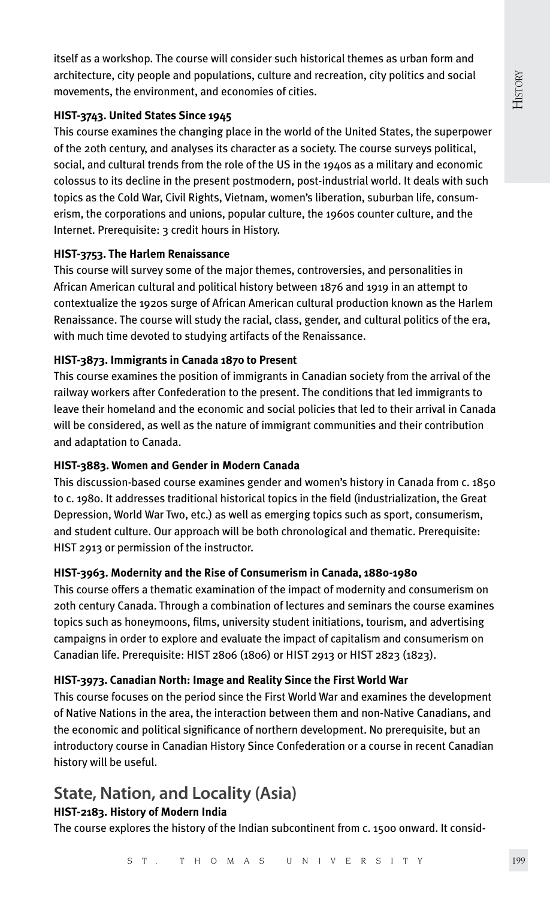itself as a workshop. The course will consider such historical themes as urban form and architecture, city people and populations, culture and recreation, city politics and social movements, the environment, and economies of cities.

**HIST-3743. United States Since 1945**

This course examines the changing place in the world of the United States, the superpower of the 20th century, and analyses its character as a society. The course surveys political, social, and cultural trends from the role of the US in the 1940s as a military and economic colossus to its decline in the present postmodern, post-industrial world. It deals with such topics as the Cold War, Civil Rights, Vietnam, women's liberation, suburban life, consumerism, the corporations and unions, popular culture, the 1960s counter culture, and the Internet. Prerequisite: 3 credit hours in History.

**HIST-3753. The Harlem Renaissance**

This course will survey some of the major themes, controversies, and personalities in African American cultural and political history between 1876 and 1919 in an attempt to contextualize the 1920s surge of African American cultural production known as the Harlem Renaissance. The course will study the racial, class, gender, and cultural politics of the era, with much time devoted to studying artifacts of the Renaissance.

**HIST-3873. Immigrants in Canada 1870 to Present**

This course examines the position of immigrants in Canadian society from the arrival of the railway workers after Confederation to the present. The conditions that led immigrants to leave their homeland and the economic and social policies that led to their arrival in Canada will be considered, as well as the nature of immigrant communities and their contribution and adaptation to Canada.

**HIST-3883. Women and Gender in Modern Canada**

This discussion-based course examines gender and women's history in Canada from c. 1850 to c. 1980. It addresses traditional historical topics in the field (industrialization, the Great Depression, World War Two, etc.) as well as emerging topics such as sport, consumerism, and student culture. Our approach will be both chronological and thematic. Prerequisite: HIST 2913 or permission of the instructor.

**HIST-3963. Modernity and the Rise of Consumerism in Canada, 1880-1980**

This course offers a thematic examination of the impact of modernity and consumerism on 20th century Canada. Through a combination of lectures and seminars the course examines topics such as honeymoons, films, university student initiations, tourism, and advertising campaigns in order to explore and evaluate the impact of capitalism and consumerism on Canadian life. Prerequisite: HIST 2806 (1806) or HIST 2913 or HIST 2823 (1823).

**HIST-3973. Canadian North: Image and Reality Since the First World War**

This course focuses on the period since the First World War and examines the development of Native Nations in the area, the interaction between them and non-Native Canadians, and the economic and political significance of northern development. No prerequisite, but an introductory course in Canadian History Since Confederation or a course in recent Canadian history will be useful.

## State, Nation, and Locality (Asia)

**HIST-2183. History of Modern India**

The course explores the history of the Indian subcontinent from c. 1500 onward. It consid-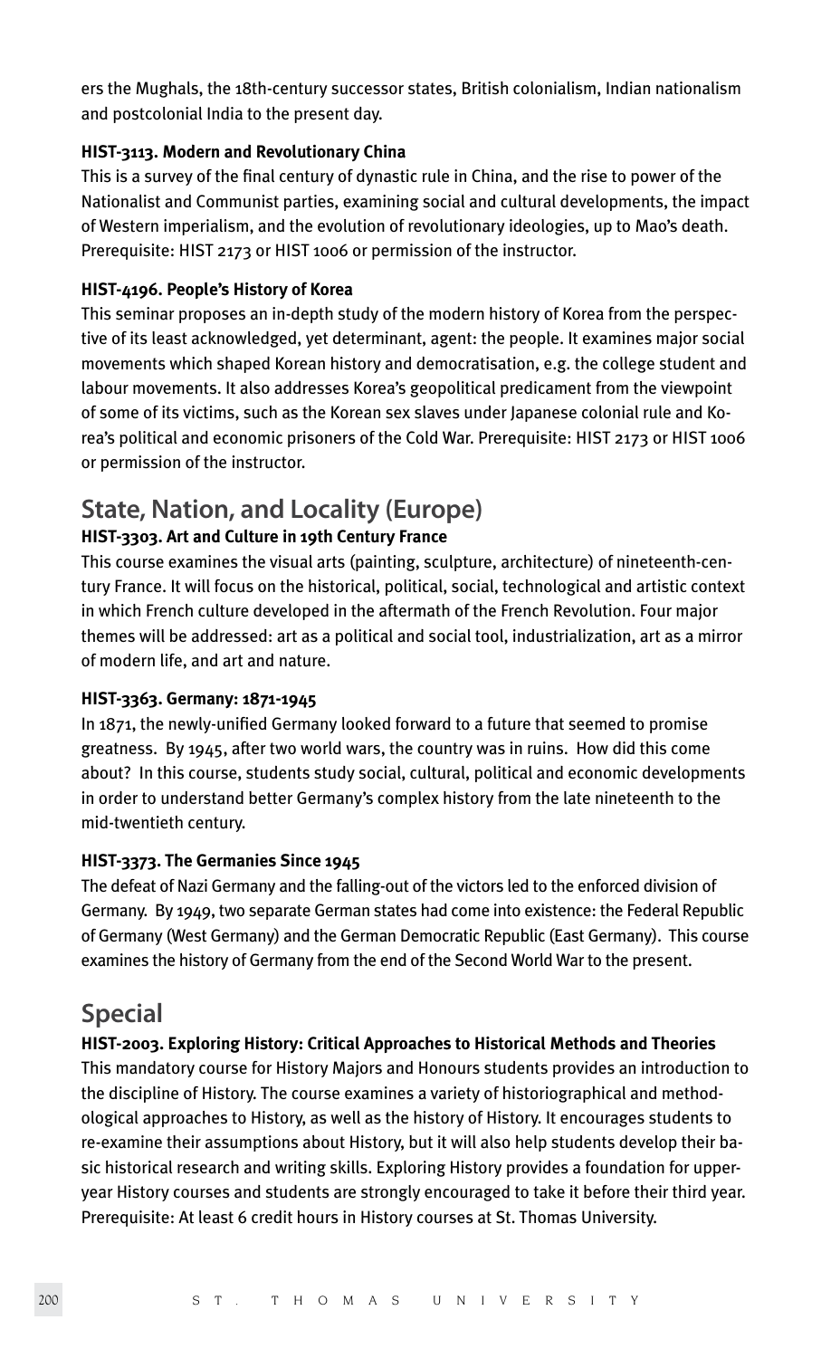ers the Mughals, the 18th-century successor states, British colonialism, Indian nationalism and postcolonial India to the present day.

**HIST-3113. Modern and Revolutionary China**

This is a survey of the final century of dynastic rule in China, and the rise to power of the Nationalist and Communist parties, examining social and cultural developments, the impact of Western imperialism, and the evolution of revolutionary ideologies, up to Mao's death. Prerequisite: HIST 2173 or HIST 1006 or permission of the instructor.

**HIST-4196. People's History of Korea**

This seminar proposes an in-depth study of the modern history of Korea from the perspective of its least acknowledged, yet determinant, agent: the people. It examines major social movements which shaped Korean history and democratisation, e.g. the college student and labour movements. It also addresses Korea's geopolitical predicament from the viewpoint of some of its victims, such as the Korean sex slaves under Japanese colonial rule and Korea's political and economic prisoners of the Cold War. Prerequisite: HIST 2173 or HIST 1006 or permission of the instructor.

## State, Nation, and Locality (Europe)

**HIST-3303. Art and Culture in 19th Century France**

This course examines the visual arts (painting, sculpture, architecture) of nineteenth-century France. It will focus on the historical, political, social, technological and artistic context in which French culture developed in the aftermath of the French Revolution. Four major themes will be addressed: art as a political and social tool, industrialization, art as a mirror of modern life, and art and nature.

**HIST-3363. Germany: 1871-1945**

In 1871, the newly-unified Germany looked forward to a future that seemed to promise greatness. By 1945, after two world wars, the country was in ruins. How did this come about? In this course, students study social, cultural, political and economic developments in order to understand better Germany's complex history from the late nineteenth to the mid-twentieth century.

**HIST-3373. The Germanies Since 1945**

The defeat of Nazi Germany and the falling-out of the victors led to the enforced division of Germany. By 1949, two separate German states had come into existence: the Federal Republic of Germany (West Germany) and the German Democratic Republic (East Germany). This course examines the history of Germany from the end of the Second World War to the present.

## Special

**HIST-2003. Exploring History: Critical Approaches to Historical Methods and Theories**

This mandatory course for History Majors and Honours students provides an introduction to the discipline of History. The course examines a variety of historiographical and methodological approaches to History, as well as the history of History. It encourages students to re-examine their assumptions about History, but it will also help students develop their basic historical research and writing skills. Exploring History provides a foundation for upper-year History courses and students are strongly encouraged to take it before their third year. Prerequisite: At least 6 credit hours in History courses at St. Thomas University.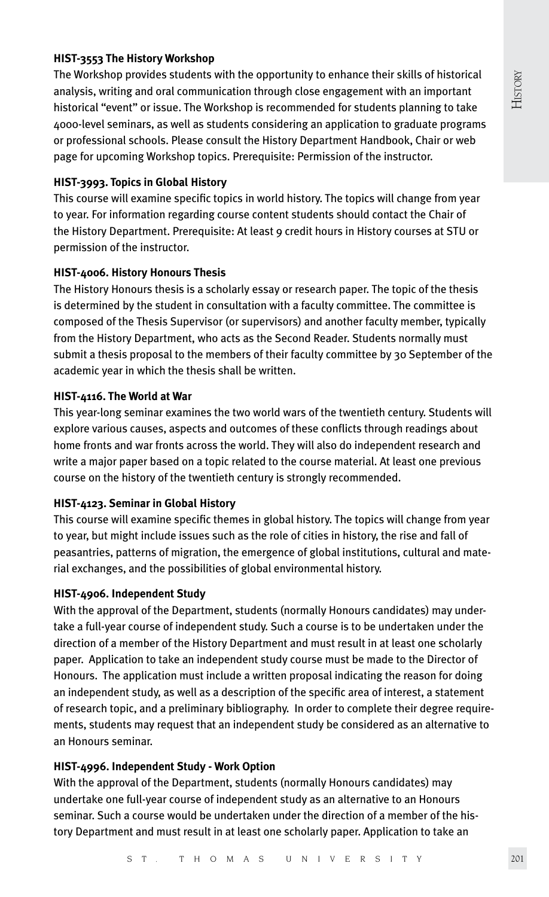**HIST-3553 The History Workshop**

The Workshop provides students with the opportunity to enhance their skills of historical analysis, writing and oral communication through close engagement with an important historical "event" or issue. The Workshop is recommended for students planning to take 4000-level seminars, as well as students considering an application to graduate programs or professional schools. Please consult the History Department Handbook, Chair or web page for upcoming Workshop topics. Prerequisite: Permission of the instructor.

**HIST-3993. Topics in Global History**

This course will examine specific topics in world history. The topics will change from year to year. For information regarding course content students should contact the Chair of the History Department. Prerequisite: At least 9 credit hours in History courses at STU or permission of the instructor.

**HIST-4006. History Honours Thesis**

The History Honours thesis is a scholarly essay or research paper. The topic of the thesis is determined by the student in consultation with a faculty committee. The committee is composed of the Thesis Supervisor (or supervisors) and another faculty member, typically from the History Department, who acts as the Second Reader. Students normally must submit a thesis proposal to the members of their faculty committee by 30 September of the academic year in which the thesis shall be written.

**HIST-4116. The World at War**

This year-long seminar examines the two world wars of the twentieth century. Students will explore various causes, aspects and outcomes of these conflicts through readings about home fronts and war fronts across the world. They will also do independent research and write a major paper based on a topic related to the course material. At least one previous course on the history of the twentieth century is strongly recommended.

**HIST-4123. Seminar in Global History**

This course will examine specific themes in global history. The topics will change from year to year, but might include issues such as the role of cities in history, the rise and fall of peasantries, patterns of migration, the emergence of global institutions, cultural and material exchanges, and the possibilities of global environmental history.

**HIST-4906. Independent Study**

With the approval of the Department, students (normally Honours candidates) may undertake a full-year course of independent study. Such a course is to be undertaken under the direction of a member of the History Department and must result in at least one scholarly paper. Application to take an independent study course must be made to the Director of Honours. The application must include a written proposal indicating the reason for doing an independent study, as well as a description of the specific area of interest, a statement of research topic, and a preliminary bibliography. In order to complete their degree requirements, students may request that an independent study be considered as an alternative to an Honours seminar.

**HIST-4996. Independent Study - Work Option**

With the approval of the Department, students (normally Honours candidates) may undertake one full-year course of independent study as an alternative to an Honours seminar. Such a course would be undertaken under the direction of a member of the history Department and must result in at least one scholarly paper. Application to take an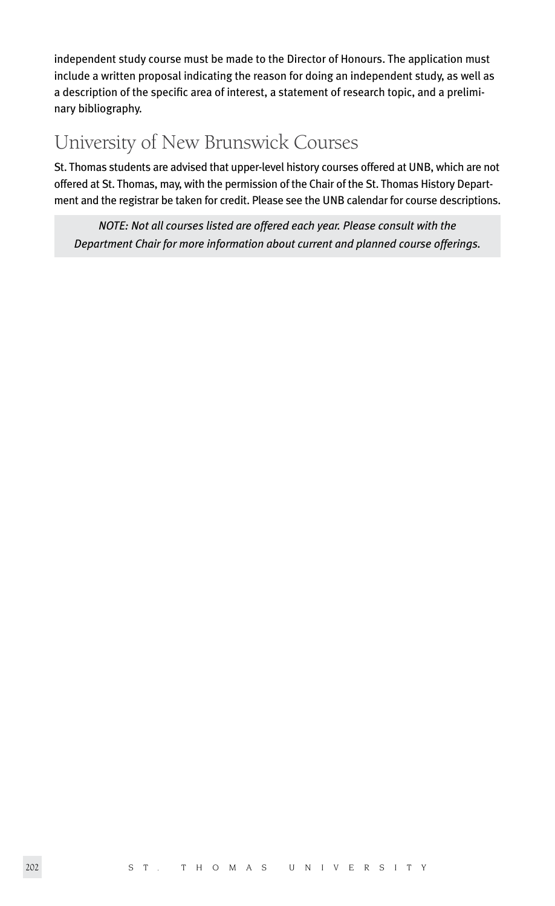independent study course must be made to the Director of Honours. The application must include a written proposal indicating the reason for doing an independent study, as well as a description of the specific area of interest, a statement of research topic, and a preliminary bibliography.

## University of New Brunswick Courses

St. Thomas students are advised that upper-level history courses offered at UNB, which are not offered at St. Thomas, may, with the permission of the Chair of the St. Thomas History Department and the registrar be taken for credit. Please see the UNB calendar for course descriptions.

*NOTE: Not all courses listed are offered each year. Please consult with the Department Chair for more information about current and planned course offerings.*